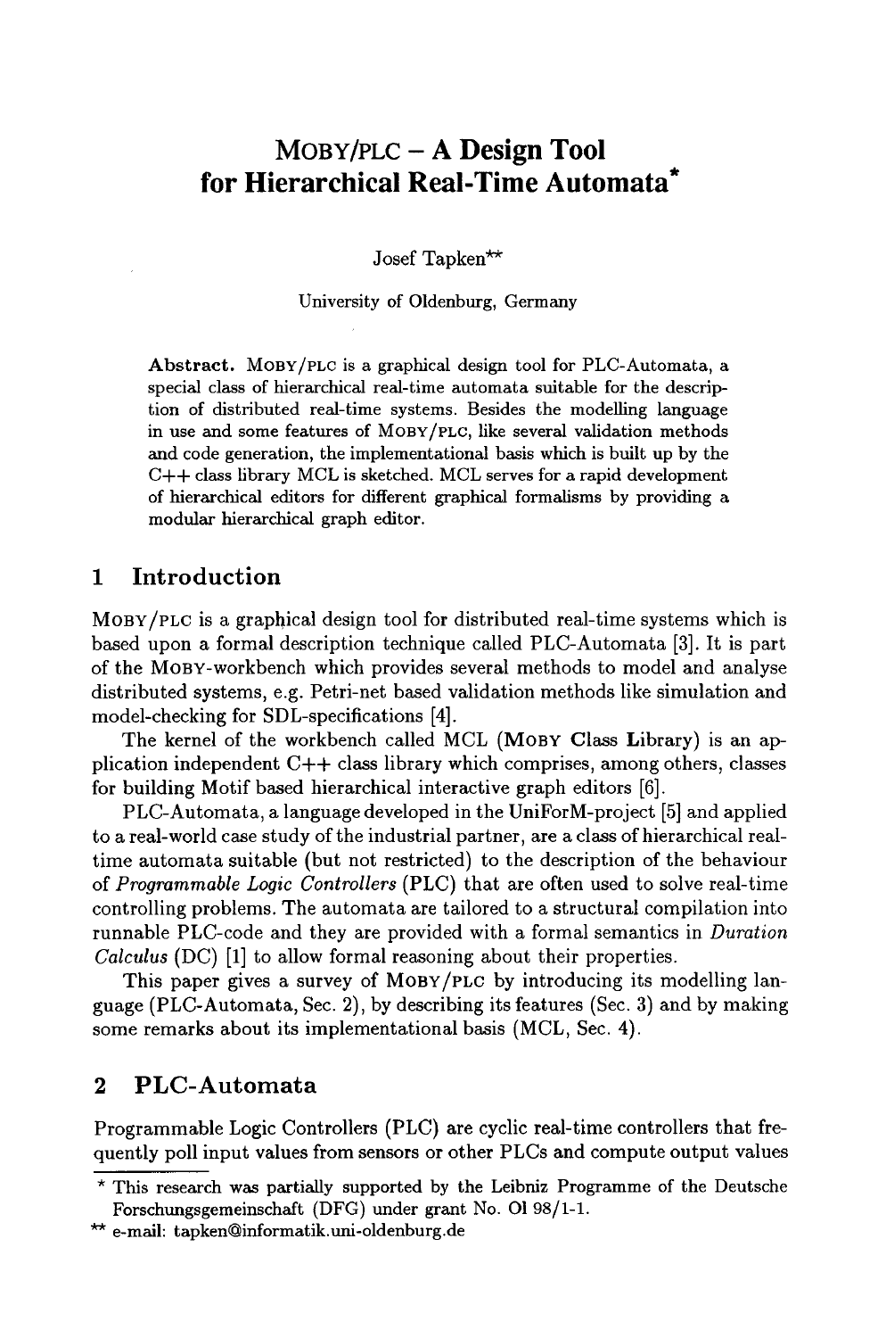# MOBY/PLC – A Design Tool for Hierarchical Real-Time Automata*

Josef Tapken**

University of Oldenburg, Germany

**Abstract.** MOBY/PLC is a graphical design tool for PLC-Automata, a special class of hierarchical real-time automata suitable for the description of distributed real-time systems. Besides the modelling language in use and some features of MOBY/PLC, like several validation methods and code generation, the implementational basis which is built up by the C++ class library MCL is sketched. MCL serves for a rapid development of hierarchical editors for different graphical formalisms by providing a modular hierarchical graph editor.

## 1 Introduction

MOBY/PLC is a graphical design tool for distributed real-time systems which is based upon a formal description technique called PLC-Automata [3]. It is part of the MOBY-workbench which provides several methods to model and analyse distributed systems, e.g. Petri-net based validation methods like simulation and model-checking for SDL-specifications [4].

The kernel of the workbench called MCL (**MOBY Class Library**) is an application independent C++ class library which comprises, among others, classes for building Motif based hierarchical interactive graph editors [6].

PLC-Automata, a language developed in the UniForM-project [5] and applied to a real-world case study of the industrial partner, are a class of hierarchical real-time automata suitable (but not restricted) to the description of the behaviour of *Programmable Logic Controllers* (PLC) that are often used to solve real-time controlling problems. The automata are tailored to a structural compilation into runnable PLC-code and they are provided with a formal semantics in *Duration Calculus* (DC) [1] to allow formal reasoning about their properties.

This paper gives a survey of MOBY/PLC by introducing its modelling language (PLC-Automata, Sec. 2), by describing its features (Sec. 3) and by making some remarks about its implementational basis (MCL, Sec. 4).

## 2 PLC-Automata

Programmable Logic Controllers (PLC) are cyclic real-time controllers that frequently poll input values from sensors or other PLCs and compute output values

---

\* This research was partially supported by the Leibniz Programme of the Deutsche Forschungsgemeinschaft (DFG) under grant No. Ol 98/1-1.

\*\* e-mail: tapken@informatik.uni-oldenburg.de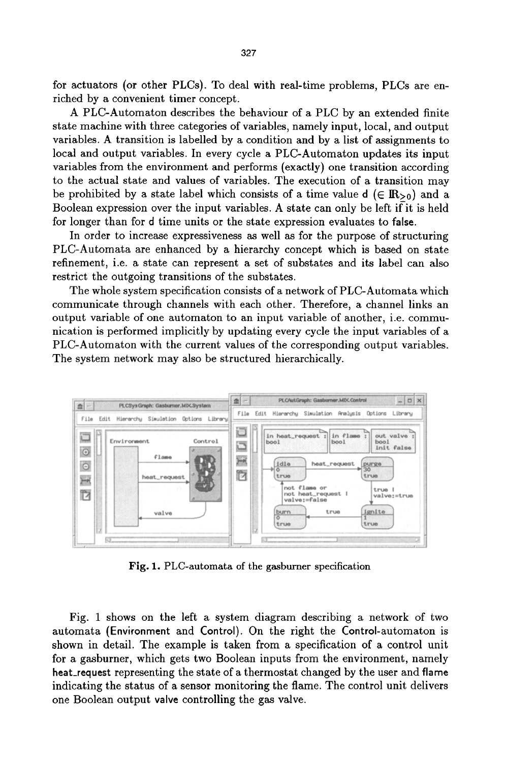for actuators (or other PLCs). To deal with real-time problems, PLCs are enriched by a convenient timer concept.

A PLC-Automaton describes the behaviour of a PLC by an extended finite state machine with three categories of variables, namely input, local, and output variables. A transition is labelled by a condition and by a list of assignments to local and output variables. In every cycle a PLC-Automaton updates its input variables from the environment and performs (exactly) one transition according to the actual state and values of variables. The execution of a transition may be prohibited by a state label which consists of a time value d ($\in \mathbb{R}_{\geq 0}$) and a Boolean expression over the input variables. A state can only be left if it is held for longer than for d time units or the state expression evaluates to false.

In order to increase expressiveness as well as for the purpose of structuring PLC-Automata are enhanced by a hierarchy concept which is based on state refinement, i.e. a state can represent a set of substates and its label can also restrict the outgoing transitions of the substates.

The whole system specification consists of a network of PLC-Automata which communicate through channels with each other. Therefore, a channel links an output variable of one automaton to an input variable of another, i.e. communication is performed implicitly by updating every cycle the input variables of a PLC-Automaton with the current values of the corresponding output variables. The system network may also be structured hierarchically.

PLCSysGraph: Gasburner.MDC.System

File Edit Hierarchy Simulation Options Library

Environment

Control

flame

heat_request

valve

PLCAutGraph: Gasburner.MDC.Control

File Edit Hierarchy Simulation Analysis Options Library

in heat_request : bool

in flame : bool

out valve : bool init false

idle 0 true

heat_request

purge 30 true

not flame or not heat_request | valve:=false

true | valve:=true

burn 0 true

true

ignite 1 true

**Fig. 1.** PLC-automata of the gasburner specification

Fig. 1 shows on the left a system diagram describing a network of two automata (Environment and Control). On the right the Control-automaton is shown in detail. The example is taken from a specification of a control unit for a gasburner, which gets two Boolean inputs from the environment, namely heat_request representing the state of a thermostat changed by the user and flame indicating the status of a sensor monitoring the flame. The control unit delivers one Boolean output valve controlling the gas valve.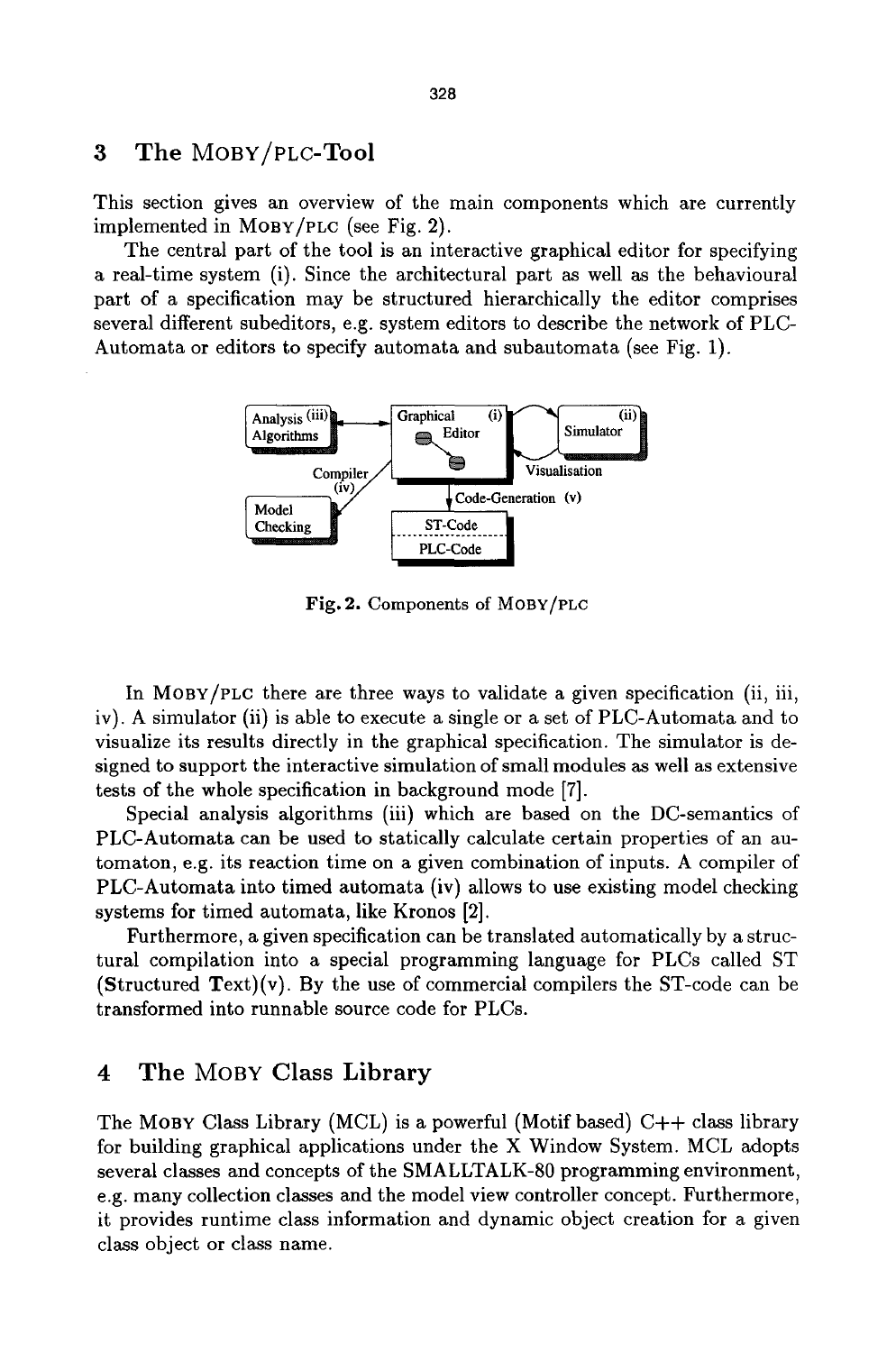## 3 The MOBY/PLC-Tool

This section gives an overview of the main components which are currently implemented in MOBY/PLC (see Fig. 2).

The central part of the tool is an interactive graphical editor for specifying a real-time system (i). Since the architectural part as well as the behavioural part of a specification may be structured hierarchically the editor comprises several different subeditors, e.g. system editors to describe the network of PLC-Automata or editors to specify automata and subautomata (see Fig. 1).

Analysis (iii) Algorithms

Graphical (i) Editor

(ii) Simulator

Visualisation

Compiler (iv)

Model Checking

Code-Generation (v)

ST-Code

PLC-Code

**Fig. 2.** Components of MOBY/PLC

In MOBY/PLC there are three ways to validate a given specification (ii, iii, iv). A simulator (ii) is able to execute a single or a set of PLC-Automata and to visualize its results directly in the graphical specification. The simulator is designed to support the interactive simulation of small modules as well as extensive tests of the whole specification in background mode [7].

Special analysis algorithms (iii) which are based on the DC-semantics of PLC-Automata can be used to statically calculate certain properties of an automaton, e.g. its reaction time on a given combination of inputs. A compiler of PLC-Automata into timed automata (iv) allows to use existing model checking systems for timed automata, like Kronos [2].

Furthermore, a given specification can be translated automatically by a structural compilation into a special programming language for PLCs called ST (Structured Text)(v). By the use of commercial compilers the ST-code can be transformed into runnable source code for PLCs.

## 4 The MOBY Class Library

The MOBY Class Library (MCL) is a powerful (Motif based) C++ class library for building graphical applications under the X Window System. MCL adopts several classes and concepts of the SMALLTALK-80 programming environment, e.g. many collection classes and the model view controller concept. Furthermore, it provides runtime class information and dynamic object creation for a given class object or class name.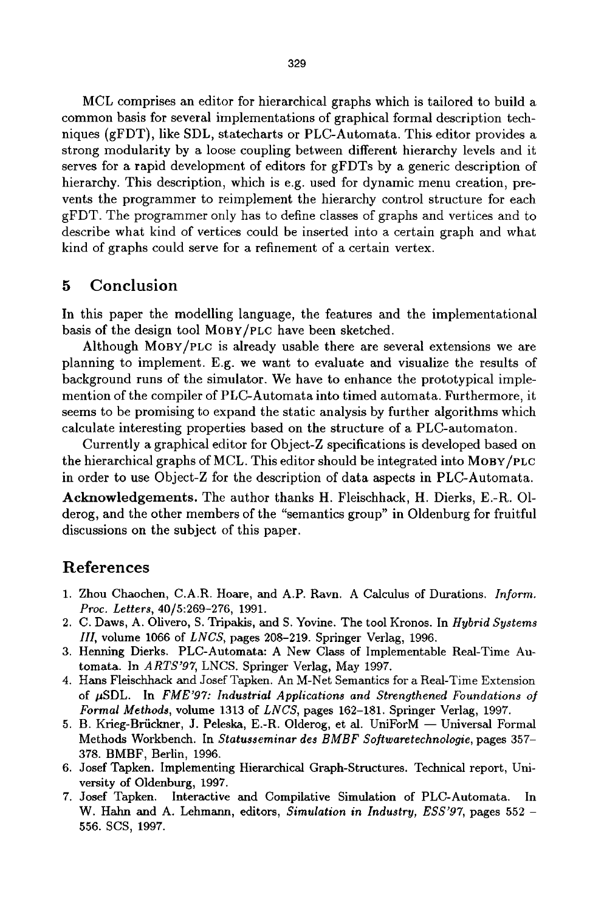MCL comprises an editor for hierarchical graphs which is tailored to build a common basis for several implementations of graphical formal description techniques (gFDT), like SDL, statecharts or PLC-Automata. This editor provides a strong modularity by a loose coupling between different hierarchy levels and it serves for a rapid development of editors for gFDTs by a generic description of hierarchy. This description, which is e.g. used for dynamic menu creation, prevents the programmer to reimplement the hierarchy control structure for each gFDT. The programmer only has to define classes of graphs and vertices and to describe what kind of vertices could be inserted into a certain graph and what kind of graphs could serve for a refinement of a certain vertex.

## 5 Conclusion

In this paper the modelling language, the features and the implementational basis of the design tool MOBY/PLC have been sketched.

Although MOBY/PLC is already usable there are several extensions we are planning to implement. E.g. we want to evaluate and visualize the results of background runs of the simulator. We have to enhance the prototypical implemention of the compiler of PLC-Automata into timed automata. Furthermore, it seems to be promising to expand the static analysis by further algorithms which calculate interesting properties based on the structure of a PLC-automaton.

Currently a graphical editor for Object-Z specifications is developed based on the hierarchical graphs of MCL. This editor should be integrated into MOBY/PLC in order to use Object-Z for the description of data aspects in PLC-Automata.

**Acknowledgements.** The author thanks H. Fleischhack, H. Dierks, E.-R. Olderog, and the other members of the "semantics group" in Oldenburg for fruitful discussions on the subject of this paper.

## References

1. Zhou Chaochen, C.A.R. Hoare, and A.P. Ravn. A Calculus of Durations. *Inform. Proc. Letters*, 40/5:269–276, 1991.
2. C. Daws, A. Olivero, S. Tripakis, and S. Yovine. The tool Kronos. In *Hybrid Systems III*, volume 1066 of *LNCS*, pages 208–219. Springer Verlag, 1996.
3. Henning Dierks. PLC-Automata: A New Class of Implementable Real-Time Automata. In *ARTS'97*, LNCS. Springer Verlag, May 1997.
4. Hans Fleischhack and Josef Tapken. An M-Net Semantics for a Real-Time Extension of $\mu$SDL. In *FME'97: Industrial Applications and Strengthened Foundations of Formal Methods*, volume 1313 of *LNCS*, pages 162–181. Springer Verlag, 1997.
5. B. Krieg-Brückner, J. Peleska, E.-R. Olderog, et al. UniForM — Universal Formal Methods Workbench. In *Statusseminar des BMBF Softwaretechnologie*, pages 357–378. BMBF, Berlin, 1996.
6. Josef Tapken. Implementing Hierarchical Graph-Structures. Technical report, University of Oldenburg, 1997.
7. Josef Tapken. Interactive and Compilative Simulation of PLC-Automata. In W. Hahn and A. Lehmann, editors, *Simulation in Industry, ESS'97*, pages 552 – 556. SCS, 1997.